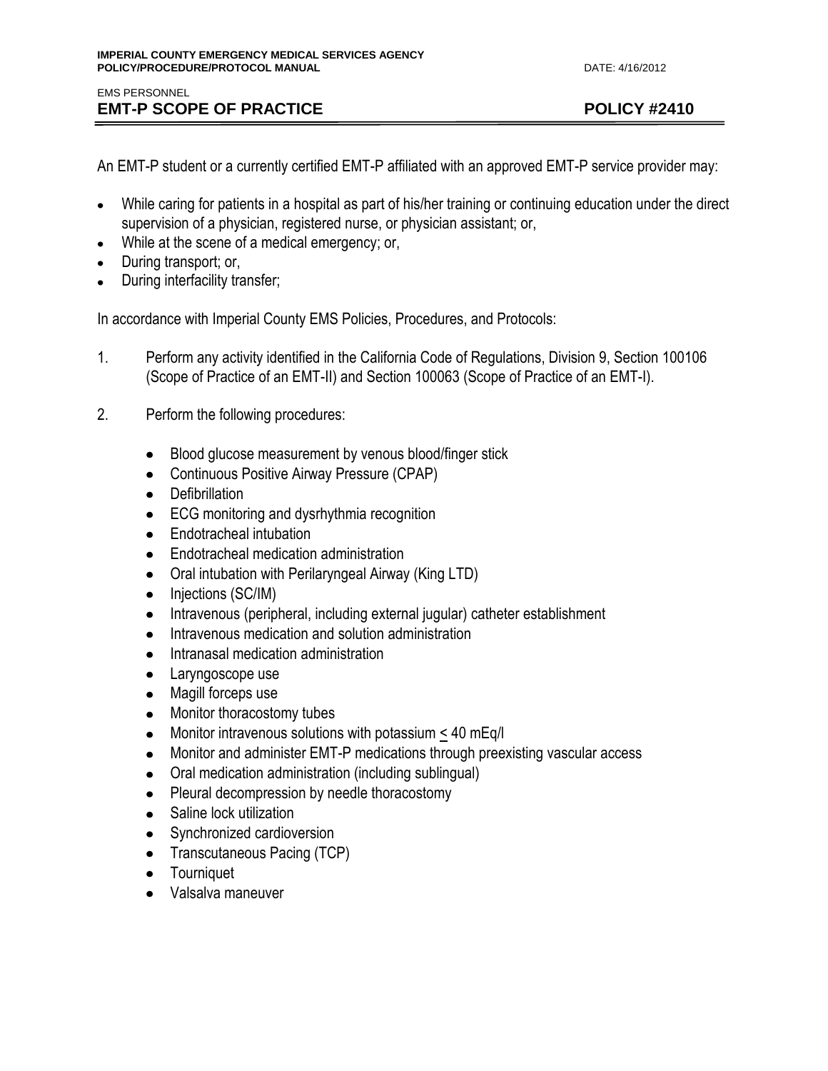IMPERIAL COUNTY EMERGENCY MEDICAL SERVICES AGENCY
POLICY/PROCEDURE/PROTOCOL MANUAL

DATE: 4/16/2012

EMS PERSONNEL

# EMT-P SCOPE OF PRACTICE — POLICY #2410

An EMT-P student or a currently certified EMT-P affiliated with an approved EMT-P service provider may:

- While caring for patients in a hospital as part of his/her training or continuing education under the direct supervision of a physician, registered nurse, or physician assistant; or,
- While at the scene of a medical emergency; or,
- During transport; or,
- During interfacility transfer;

In accordance with Imperial County EMS Policies, Procedures, and Protocols:

1. Perform any activity identified in the California Code of Regulations, Division 9, Section 100106 (Scope of Practice of an EMT-II) and Section 100063 (Scope of Practice of an EMT-I).

2. Perform the following procedures:

   - Blood glucose measurement by venous blood/finger stick
   - Continuous Positive Airway Pressure (CPAP)
   - Defibrillation
   - ECG monitoring and dysrhythmia recognition
   - Endotracheal intubation
   - Endotracheal medication administration
   - Oral intubation with Perilaryngeal Airway (King LTD)
   - Injections (SC/IM)
   - Intravenous (peripheral, including external jugular) catheter establishment
   - Intravenous medication and solution administration
   - Intranasal medication administration
   - Laryngoscope use
   - Magill forceps use
   - Monitor thoracostomy tubes
   - Monitor intravenous solutions with potassium $\leq$ 40 mEq/l
   - Monitor and administer EMT-P medications through preexisting vascular access
   - Oral medication administration (including sublingual)
   - Pleural decompression by needle thoracostomy
   - Saline lock utilization
   - Synchronized cardioversion
   - Transcutaneous Pacing (TCP)
   - Tourniquet
   - Valsalva maneuver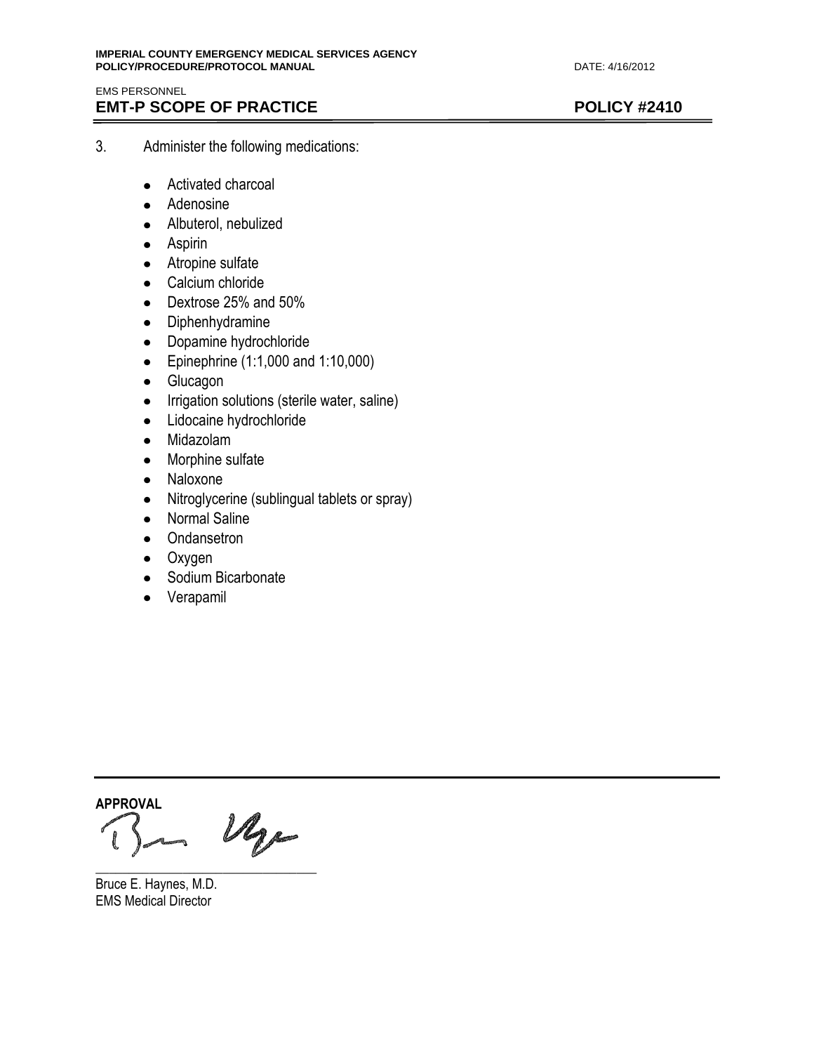3. Administer the following medications:

- Activated charcoal
- Adenosine
- Albuterol, nebulized
- Aspirin
- Atropine sulfate
- Calcium chloride
- Dextrose 25% and 50%
- Diphenhydramine
- Dopamine hydrochloride
- Epinephrine (1:1,000 and 1:10,000)
- Glucagon
- Irrigation solutions (sterile water, saline)
- Lidocaine hydrochloride
- Midazolam
- Morphine sulfate
- Naloxone
- Nitroglycerine (sublingual tablets or spray)
- Normal Saline
- Ondansetron
- Oxygen
- Sodium Bicarbonate
- Verapamil

**APPROVAL**

Bruce E. Haynes, M.D.
EMS Medical Director